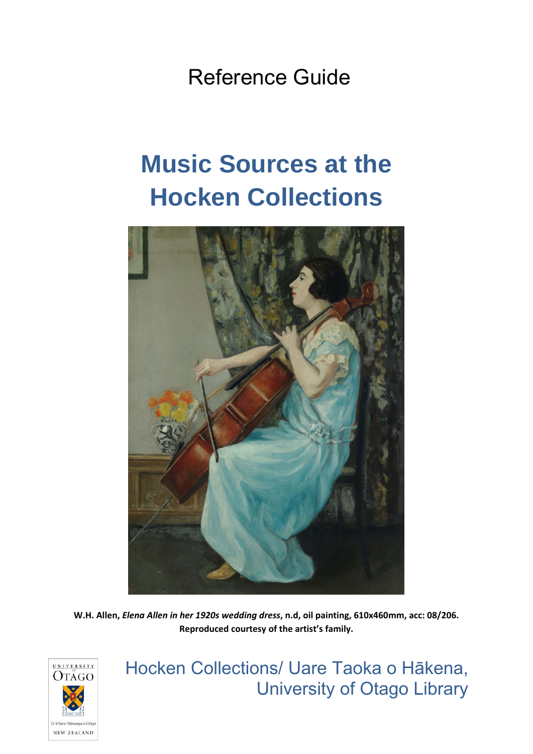Reference Guide

# Music Sources at the Hocken Collections

**W.H. Allen, *Elena Allen in her 1920s wedding dress*, n.d, oil painting, 610x460mm, acc: 08/206. Reproduced courtesy of the artist's family.**

Hocken Collections/ Uare Taoka o Hākena, University of Otago Library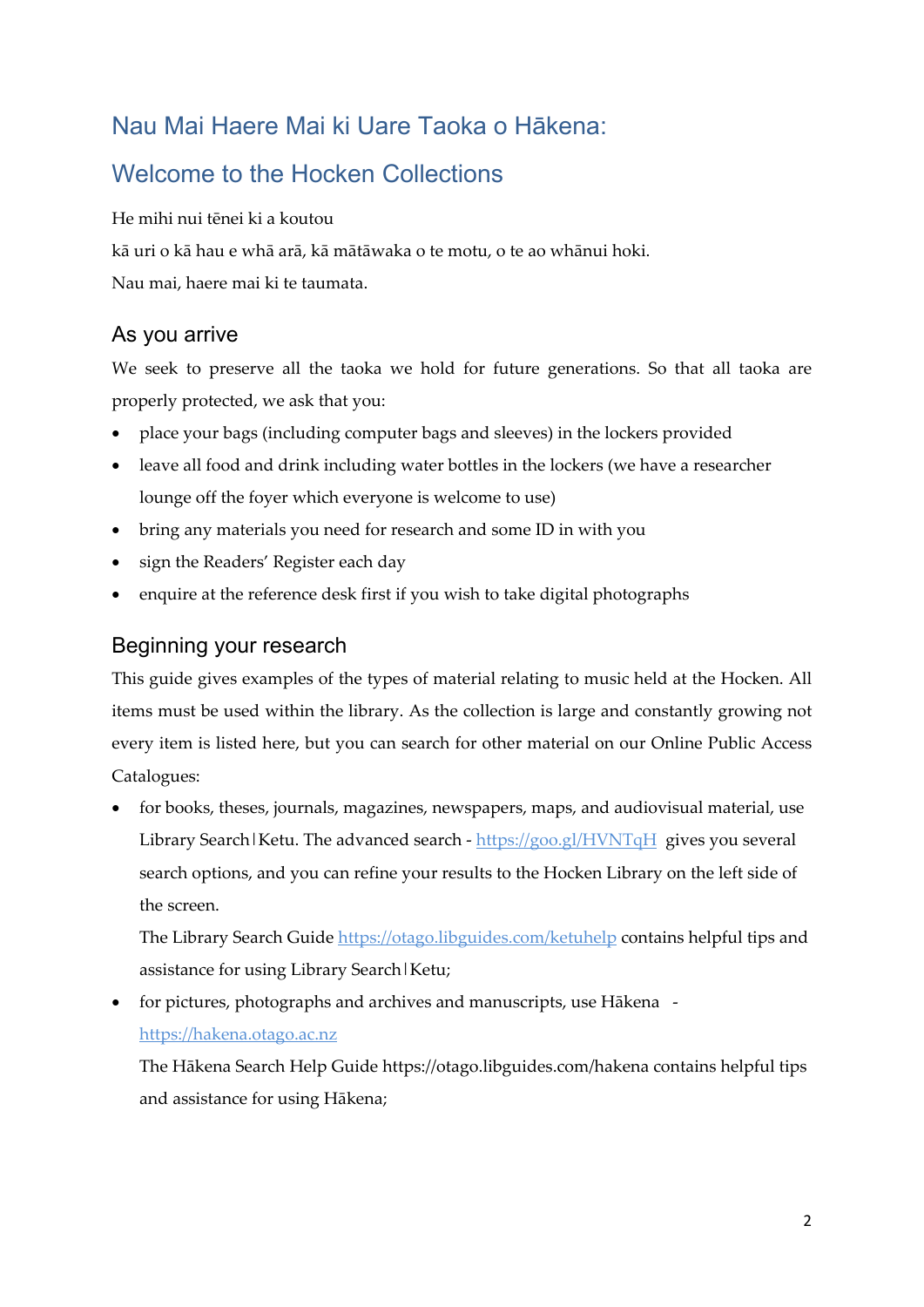# Nau Mai Haere Mai ki Uare Taoka o Hākena:

# Welcome to the Hocken Collections

He mihi nui tēnei ki a koutou

kā uri o kā hau e whā arā, kā mātāwaka o te motu, o te ao whānui hoki.

Nau mai, haere mai ki te taumata.

## As you arrive

We seek to preserve all the taoka we hold for future generations. So that all taoka are properly protected, we ask that you:

- place your bags (including computer bags and sleeves) in the lockers provided
- leave all food and drink including water bottles in the lockers (we have a researcher lounge off the foyer which everyone is welcome to use)
- bring any materials you need for research and some ID in with you
- sign the Readers' Register each day
- enquire at the reference desk first if you wish to take digital photographs

## Beginning your research

This guide gives examples of the types of material relating to music held at the Hocken. All items must be used within the library. As the collection is large and constantly growing not every item is listed here, but you can search for other material on our Online Public Access Catalogues:

- for books, theses, journals, magazines, newspapers, maps, and audiovisual material, use Library Search|Ketu. The advanced search - https://goo.gl/HVNTqH gives you several search options, and you can refine your results to the Hocken Library on the left side of the screen.

  The Library Search Guide https://otago.libguides.com/ketuhelp contains helpful tips and assistance for using Library Search|Ketu;
- for pictures, photographs and archives and manuscripts, use Hākena - https://hakena.otago.ac.nz

  The Hākena Search Help Guide https://otago.libguides.com/hakena contains helpful tips and assistance for using Hākena;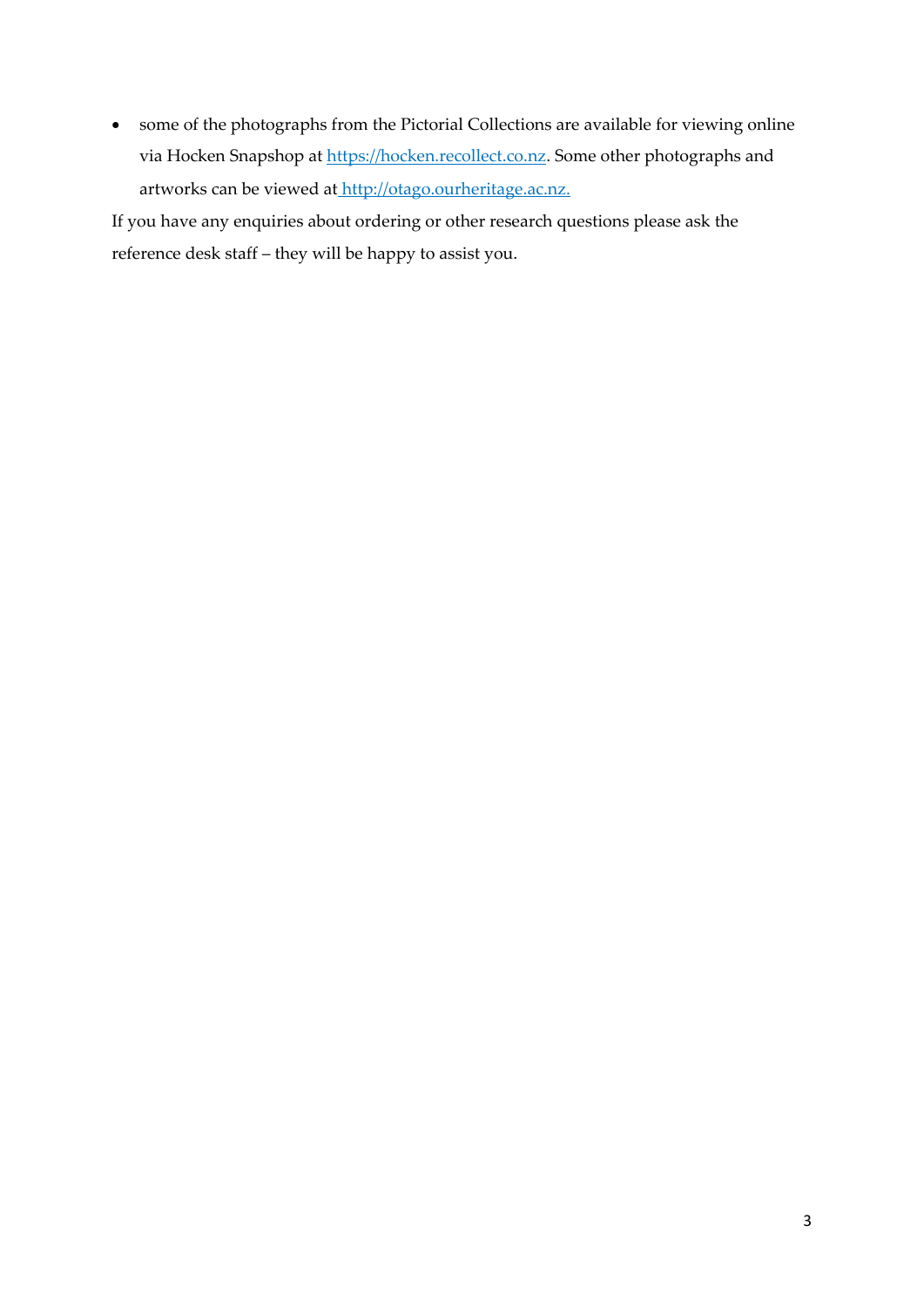- some of the photographs from the Pictorial Collections are available for viewing online via Hocken Snapshop at [https://hocken.recollect.co.nz](https://hocken.recollect.co.nz). Some other photographs and artworks can be viewed at [http://otago.ourheritage.ac.nz.](http://otago.ourheritage.ac.nz.)

If you have any enquiries about ordering or other research questions please ask the reference desk staff – they will be happy to assist you.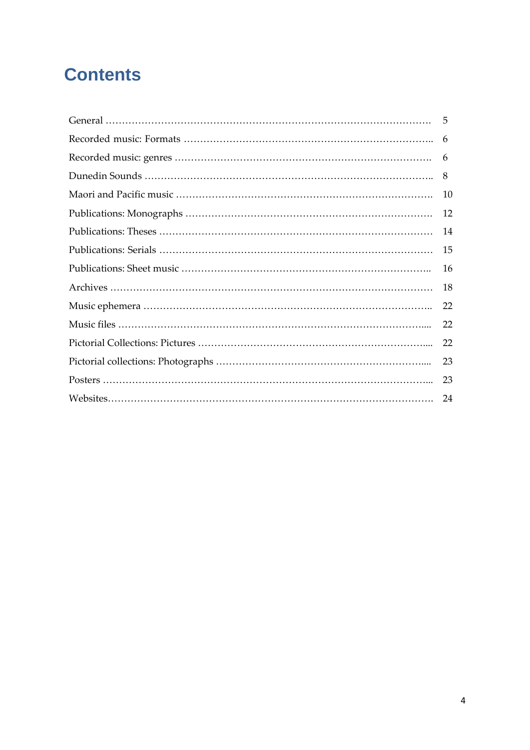# Contents

| | |
|---|---|
| General | 5 |
| Recorded music: Formats | 6 |
| Recorded music: genres | 6 |
| Dunedin Sounds | 8 |
| Maori and Pacific music | 10 |
| Publications: Monographs | 12 |
| Publications: Theses | 14 |
| Publications: Serials | 15 |
| Publications: Sheet music | 16 |
| Archives | 18 |
| Music ephemera | 22 |
| Music files | 22 |
| Pictorial Collections: Pictures | 22 |
| Pictorial collections: Photographs | 23 |
| Posters | 23 |
| Websites | 24 |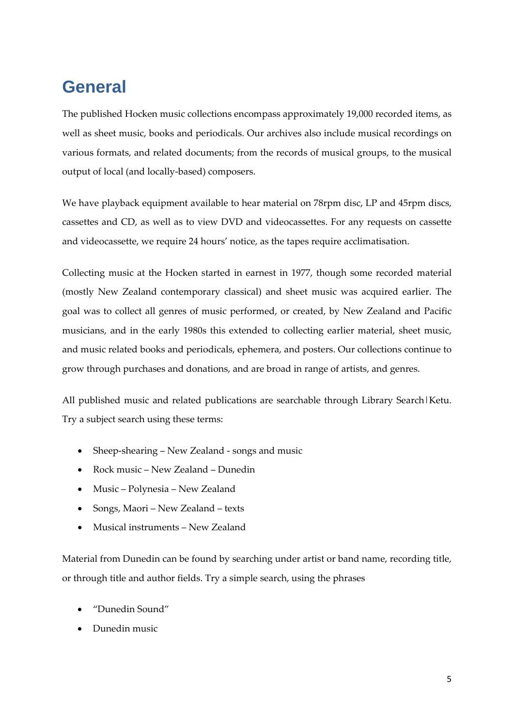# General

The published Hocken music collections encompass approximately 19,000 recorded items, as well as sheet music, books and periodicals. Our archives also include musical recordings on various formats, and related documents; from the records of musical groups, to the musical output of local (and locally-based) composers.

We have playback equipment available to hear material on 78rpm disc, LP and 45rpm discs, cassettes and CD, as well as to view DVD and videocassettes. For any requests on cassette and videocassette, we require 24 hours' notice, as the tapes require acclimatisation.

Collecting music at the Hocken started in earnest in 1977, though some recorded material (mostly New Zealand contemporary classical) and sheet music was acquired earlier. The goal was to collect all genres of music performed, or created, by New Zealand and Pacific musicians, and in the early 1980s this extended to collecting earlier material, sheet music, and music related books and periodicals, ephemera, and posters. Our collections continue to grow through purchases and donations, and are broad in range of artists, and genres.

All published music and related publications are searchable through Library Search|Ketu. Try a subject search using these terms:

- Sheep-shearing – New Zealand - songs and music
- Rock music – New Zealand – Dunedin
- Music – Polynesia – New Zealand
- Songs, Maori – New Zealand – texts
- Musical instruments – New Zealand

Material from Dunedin can be found by searching under artist or band name, recording title, or through title and author fields. Try a simple search, using the phrases

- "Dunedin Sound"
- Dunedin music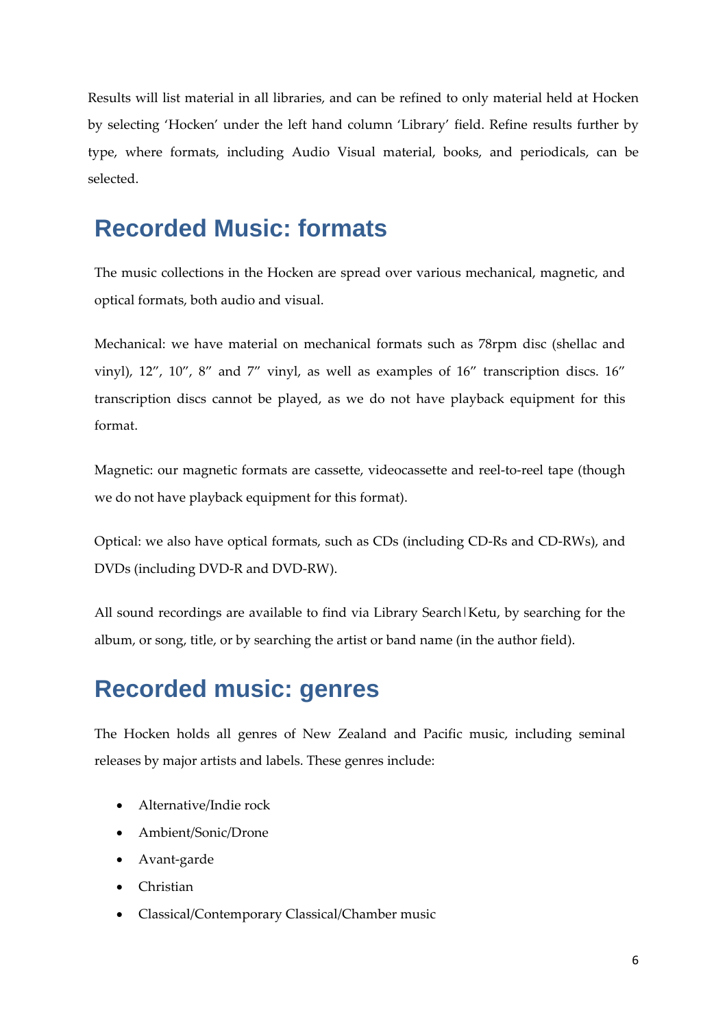Results will list material in all libraries, and can be refined to only material held at Hocken by selecting 'Hocken' under the left hand column 'Library' field. Refine results further by type, where formats, including Audio Visual material, books, and periodicals, can be selected.

## Recorded Music: formats

The music collections in the Hocken are spread over various mechanical, magnetic, and optical formats, both audio and visual.

Mechanical: we have material on mechanical formats such as 78rpm disc (shellac and vinyl), 12", 10", 8" and 7" vinyl, as well as examples of 16" transcription discs. 16" transcription discs cannot be played, as we do not have playback equipment for this format.

Magnetic: our magnetic formats are cassette, videocassette and reel-to-reel tape (though we do not have playback equipment for this format).

Optical: we also have optical formats, such as CDs (including CD-Rs and CD-RWs), and DVDs (including DVD-R and DVD-RW).

All sound recordings are available to find via Library Search|Ketu, by searching for the album, or song, title, or by searching the artist or band name (in the author field).

## Recorded music: genres

The Hocken holds all genres of New Zealand and Pacific music, including seminal releases by major artists and labels. These genres include:

- Alternative/Indie rock
- Ambient/Sonic/Drone
- Avant-garde
- Christian
- Classical/Contemporary Classical/Chamber music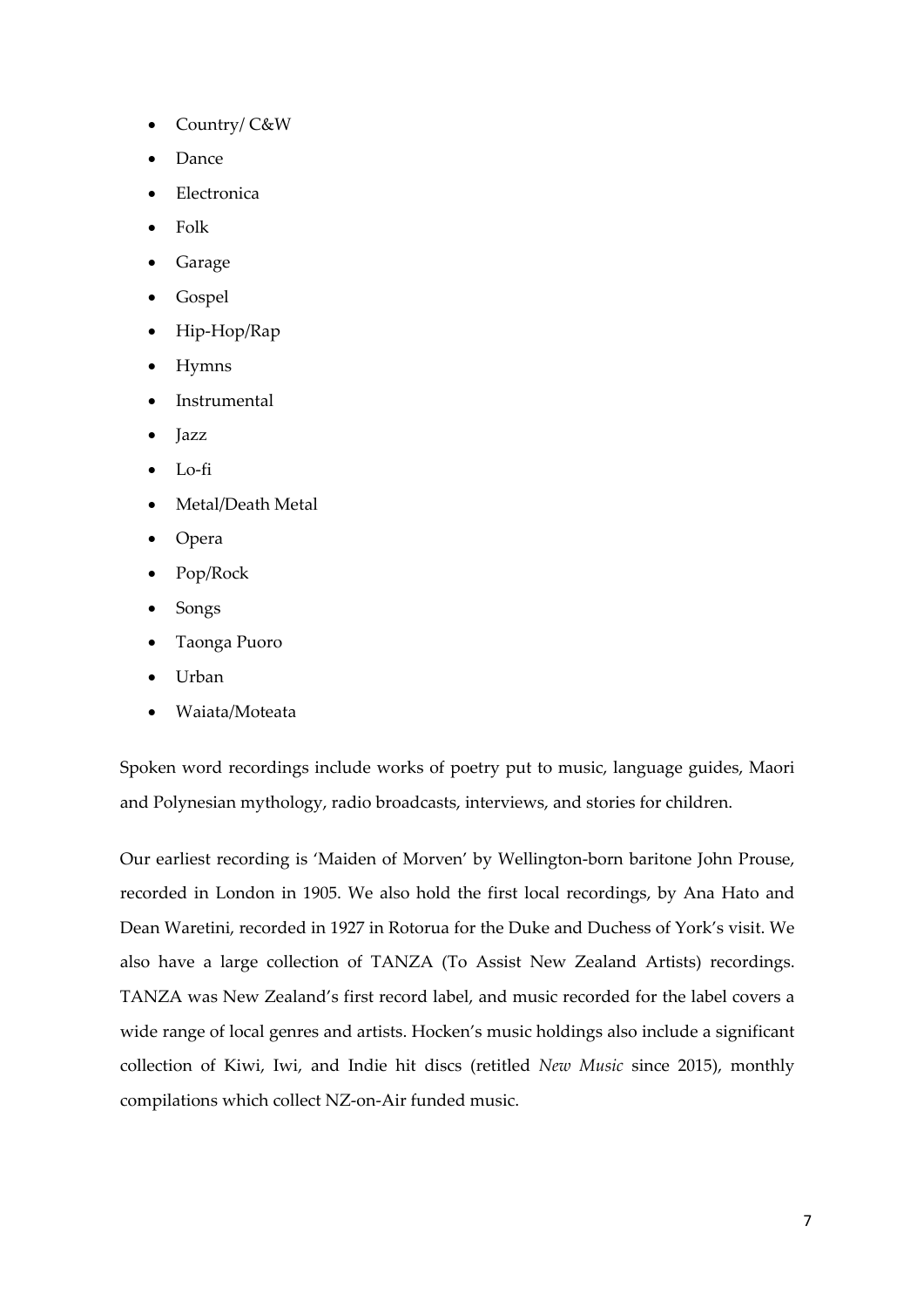- Country/ C&W
- Dance
- Electronica
- Folk
- Garage
- Gospel
- Hip-Hop/Rap
- Hymns
- Instrumental
- Jazz
- Lo-fi
- Metal/Death Metal
- Opera
- Pop/Rock
- Songs
- Taonga Puoro
- Urban
- Waiata/Moteata

Spoken word recordings include works of poetry put to music, language guides, Maori and Polynesian mythology, radio broadcasts, interviews, and stories for children.

Our earliest recording is 'Maiden of Morven' by Wellington-born baritone John Prouse, recorded in London in 1905. We also hold the first local recordings, by Ana Hato and Dean Waretini, recorded in 1927 in Rotorua for the Duke and Duchess of York's visit. We also have a large collection of TANZA (To Assist New Zealand Artists) recordings. TANZA was New Zealand's first record label, and music recorded for the label covers a wide range of local genres and artists. Hocken's music holdings also include a significant collection of Kiwi, Iwi, and Indie hit discs (retitled *New Music* since 2015), monthly compilations which collect NZ-on-Air funded music.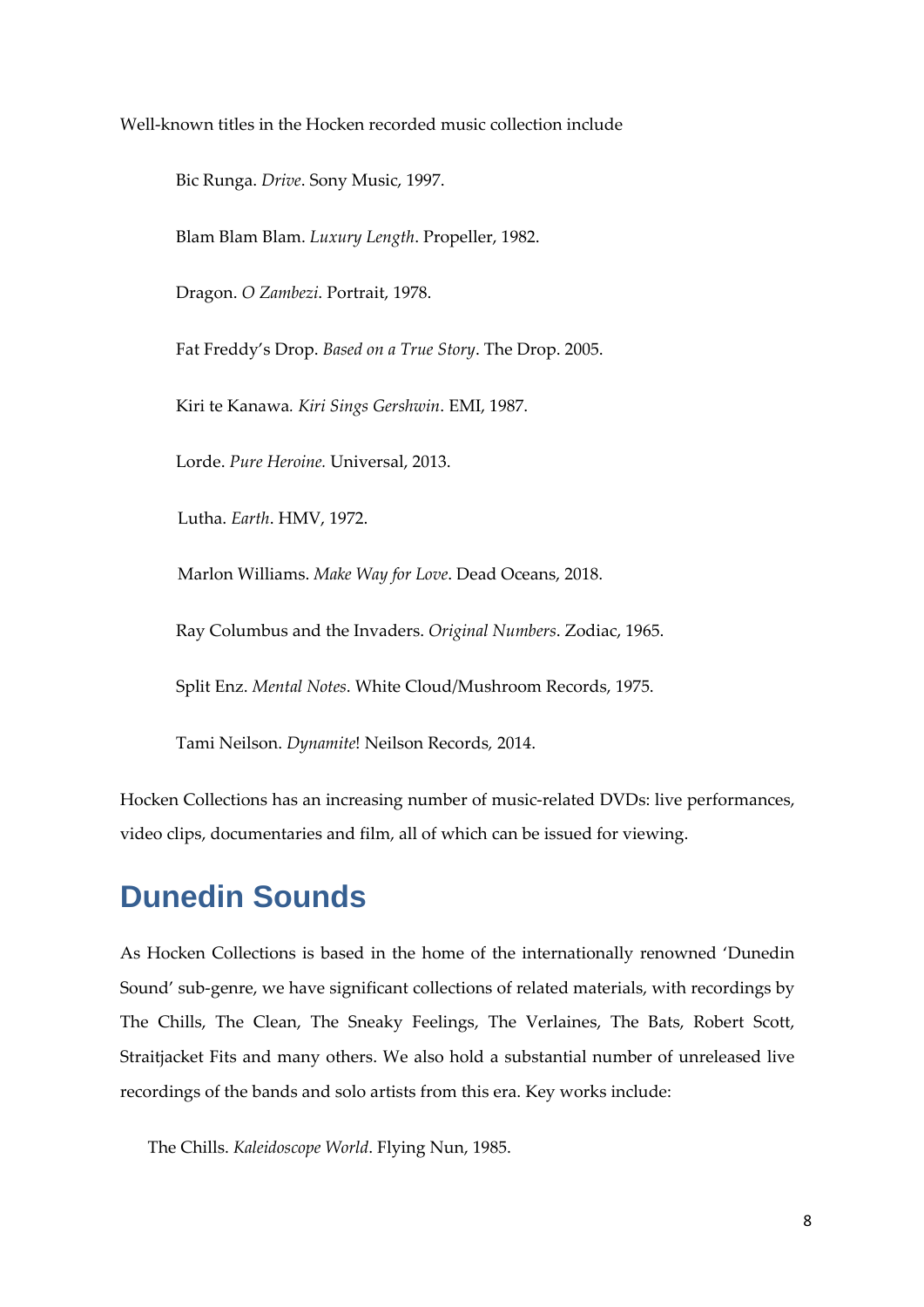Well-known titles in the Hocken recorded music collection include

Bic Runga. *Drive*. Sony Music, 1997.

Blam Blam Blam. *Luxury Length*. Propeller, 1982.

Dragon. *O Zambezi*. Portrait, 1978.

Fat Freddy's Drop. *Based on a True Story*. The Drop. 2005.

Kiri te Kanawa. *Kiri Sings Gershwin*. EMI, 1987.

Lorde. *Pure Heroine.* Universal, 2013.

Lutha. *Earth*. HMV, 1972.

Marlon Williams. *Make Way for Love*. Dead Oceans, 2018.

Ray Columbus and the Invaders. *Original Numbers*. Zodiac, 1965.

Split Enz. *Mental Notes*. White Cloud/Mushroom Records, 1975.

Tami Neilson. *Dynamite*! Neilson Records, 2014.

Hocken Collections has an increasing number of music-related DVDs: live performances, video clips, documentaries and film, all of which can be issued for viewing.

## Dunedin Sounds

As Hocken Collections is based in the home of the internationally renowned 'Dunedin Sound' sub-genre, we have significant collections of related materials, with recordings by The Chills, The Clean, The Sneaky Feelings, The Verlaines, The Bats, Robert Scott, Straitjacket Fits and many others. We also hold a substantial number of unreleased live recordings of the bands and solo artists from this era. Key works include:

The Chills. *Kaleidoscope World*. Flying Nun, 1985.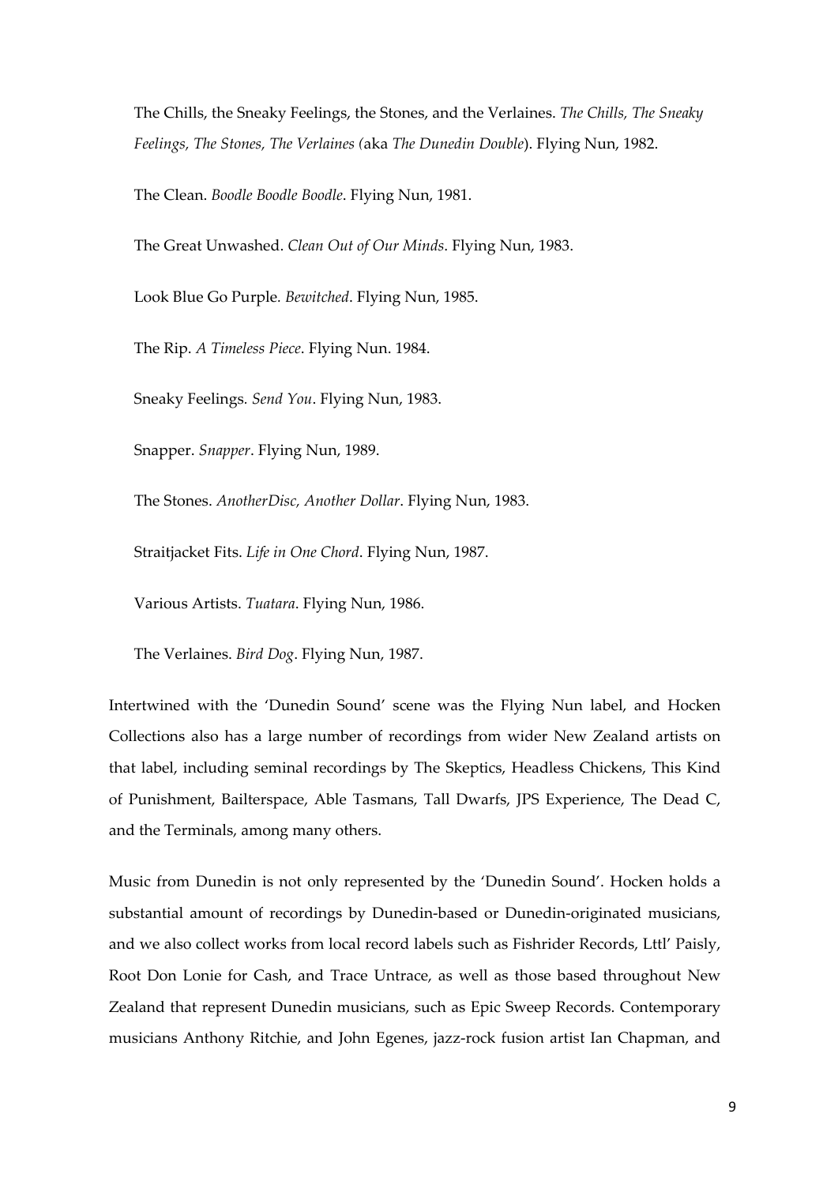The Chills, the Sneaky Feelings, the Stones, and the Verlaines. *The Chills, The Sneaky Feelings, The Stones, The Verlaines (*aka *The Dunedin Double*). Flying Nun, 1982.

The Clean. *Boodle Boodle Boodle*. Flying Nun, 1981.

The Great Unwashed. *Clean Out of Our Minds*. Flying Nun, 1983.

Look Blue Go Purple. *Bewitched*. Flying Nun, 1985.

The Rip. *A Timeless Piece*. Flying Nun. 1984.

Sneaky Feelings. *Send You*. Flying Nun, 1983.

Snapper. *Snapper*. Flying Nun, 1989.

The Stones. *AnotherDisc, Another Dollar*. Flying Nun, 1983.

Straitjacket Fits. *Life in One Chord*. Flying Nun, 1987.

Various Artists. *Tuatara*. Flying Nun, 1986.

The Verlaines. *Bird Dog*. Flying Nun, 1987.

Intertwined with the 'Dunedin Sound' scene was the Flying Nun label, and Hocken Collections also has a large number of recordings from wider New Zealand artists on that label, including seminal recordings by The Skeptics, Headless Chickens, This Kind of Punishment, Bailterspace, Able Tasmans, Tall Dwarfs, JPS Experience, The Dead C, and the Terminals, among many others.

Music from Dunedin is not only represented by the 'Dunedin Sound'. Hocken holds a substantial amount of recordings by Dunedin-based or Dunedin-originated musicians, and we also collect works from local record labels such as Fishrider Records, Lttl' Paisly, Root Don Lonie for Cash, and Trace Untrace, as well as those based throughout New Zealand that represent Dunedin musicians, such as Epic Sweep Records. Contemporary musicians Anthony Ritchie, and John Egenes, jazz-rock fusion artist Ian Chapman, and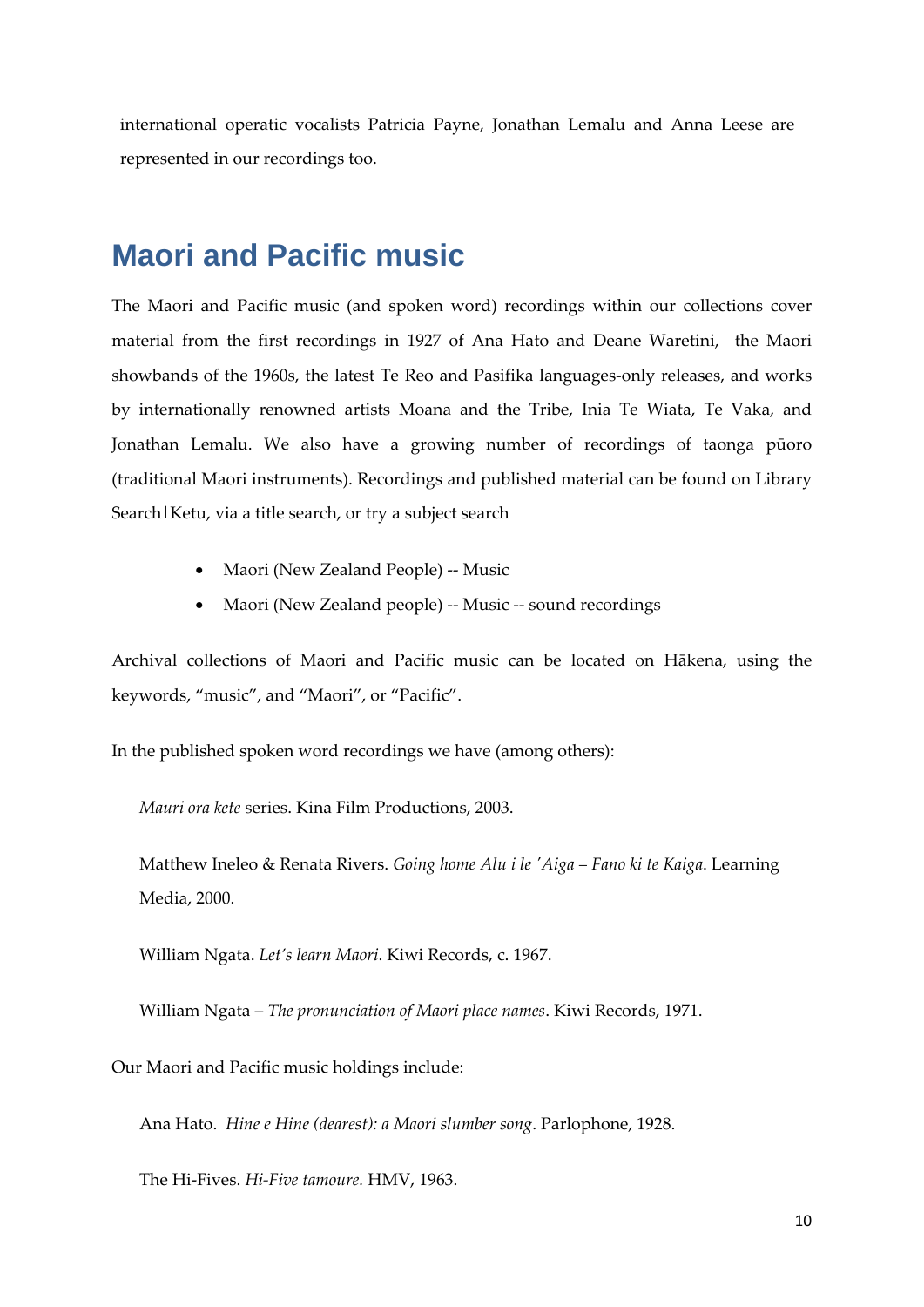international operatic vocalists Patricia Payne, Jonathan Lemalu and Anna Leese are represented in our recordings too.

## Maori and Pacific music

The Maori and Pacific music (and spoken word) recordings within our collections cover material from the first recordings in 1927 of Ana Hato and Deane Waretini, the Maori showbands of the 1960s, the latest Te Reo and Pasifika languages-only releases, and works by internationally renowned artists Moana and the Tribe, Inia Te Wiata, Te Vaka, and Jonathan Lemalu. We also have a growing number of recordings of taonga pūoro (traditional Maori instruments). Recordings and published material can be found on Library Search|Ketu, via a title search, or try a subject search

- Maori (New Zealand People) -- Music
- Maori (New Zealand people) -- Music -- sound recordings

Archival collections of Maori and Pacific music can be located on Hākena, using the keywords, "music", and "Maori", or "Pacific".

In the published spoken word recordings we have (among others):

*Mauri ora kete* series. Kina Film Productions, 2003.

Matthew Ineleo & Renata Rivers. *Going home Alu i le 'Aiga = Fano ki te Kaiga*. Learning Media, 2000.

William Ngata. *Let's learn Maori*. Kiwi Records, c. 1967.

William Ngata – *The pronunciation of Maori place names*. Kiwi Records, 1971.

Our Maori and Pacific music holdings include:

Ana Hato. *Hine e Hine (dearest): a Maori slumber song*. Parlophone, 1928.

The Hi-Fives. *Hi-Five tamoure.* HMV, 1963.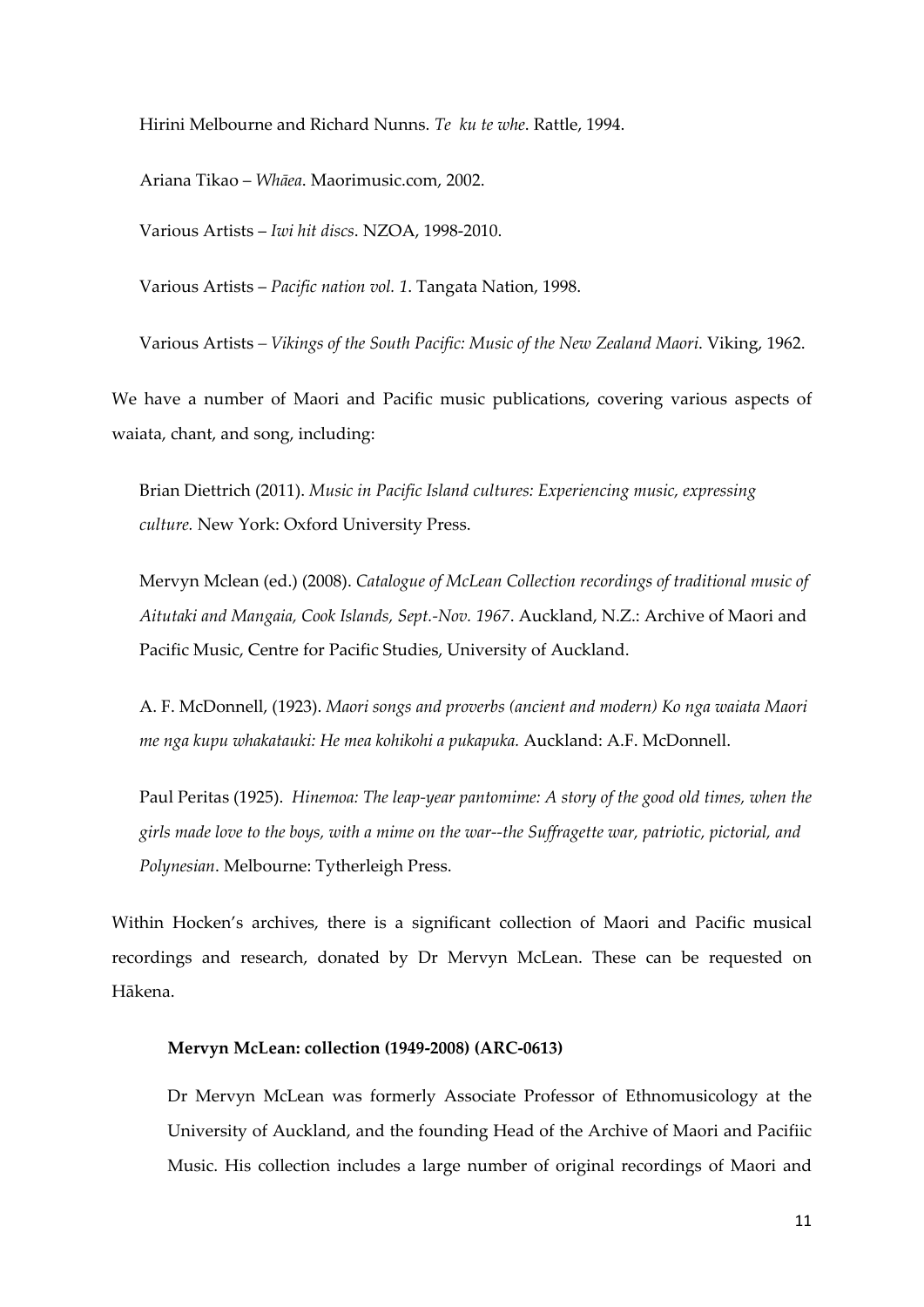Hirini Melbourne and Richard Nunns. *Te  ku te whe*. Rattle, 1994.

Ariana Tikao – *Whāea*. Maorimusic.com, 2002.

Various Artists – *Iwi hit discs*. NZOA, 1998-2010.

Various Artists – *Pacific nation vol. 1*. Tangata Nation, 1998.

Various Artists – *Vikings of the South Pacific: Music of the New Zealand Maori*. Viking, 1962.

We have a number of Maori and Pacific music publications, covering various aspects of waiata, chant, and song, including:

Brian Diettrich (2011). *Music in Pacific Island cultures: Experiencing music, expressing culture.* New York: Oxford University Press.

Mervyn Mclean (ed.) (2008). *Catalogue of McLean Collection recordings of traditional music of Aitutaki and Mangaia, Cook Islands, Sept.-Nov. 1967*. Auckland, N.Z.: Archive of Maori and Pacific Music, Centre for Pacific Studies, University of Auckland.

A. F. McDonnell, (1923). *Maori songs and proverbs (ancient and modern) Ko nga waiata Maori me nga kupu whakatauki: He mea kohikohi a pukapuka.* Auckland: A.F. McDonnell.

Paul Peritas (1925). *Hinemoa: The leap-year pantomime: A story of the good old times, when the girls made love to the boys, with a mime on the war--the Suffragette war, patriotic, pictorial, and Polynesian*. Melbourne: Tytherleigh Press.

Within Hocken's archives, there is a significant collection of Maori and Pacific musical recordings and research, donated by Dr Mervyn McLean. These can be requested on Hākena.

**Mervyn McLean: collection (1949-2008) (ARC-0613)**

Dr Mervyn McLean was formerly Associate Professor of Ethnomusicology at the University of Auckland, and the founding Head of the Archive of Maori and Pacifiic Music. His collection includes a large number of original recordings of Maori and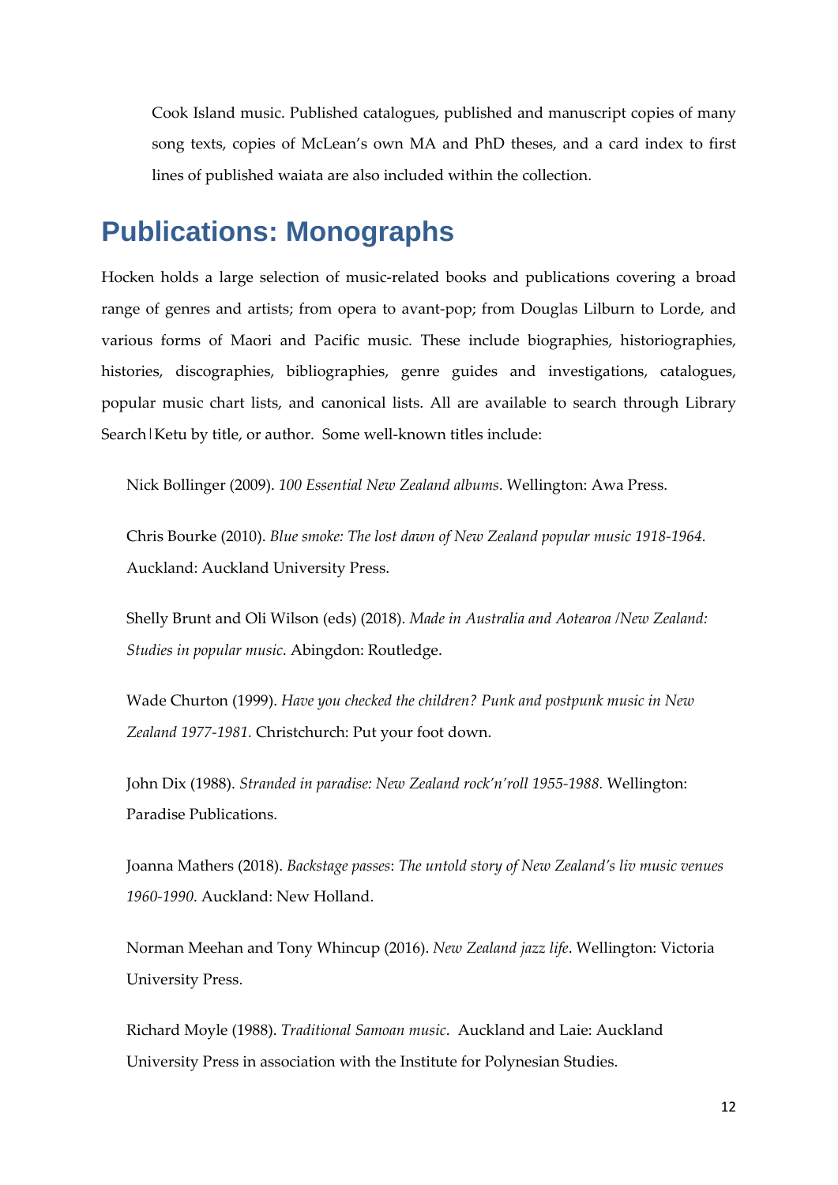Cook Island music. Published catalogues, published and manuscript copies of many song texts, copies of McLean's own MA and PhD theses, and a card index to first lines of published waiata are also included within the collection.

## Publications: Monographs

Hocken holds a large selection of music-related books and publications covering a broad range of genres and artists; from opera to avant-pop; from Douglas Lilburn to Lorde, and various forms of Maori and Pacific music. These include biographies, historiographies, histories, discographies, bibliographies, genre guides and investigations, catalogues, popular music chart lists, and canonical lists. All are available to search through Library Search|Ketu by title, or author. Some well-known titles include:

Nick Bollinger (2009). *100 Essential New Zealand albums*. Wellington: Awa Press.

Chris Bourke (2010). *Blue smoke: The lost dawn of New Zealand popular music 1918-1964.* Auckland: Auckland University Press.

Shelly Brunt and Oli Wilson (eds) (2018). *Made in Australia and Aotearoa /New Zealand: Studies in popular music*. Abingdon: Routledge.

Wade Churton (1999). *Have you checked the children? Punk and postpunk music in New Zealand 1977-1981.* Christchurch: Put your foot down.

John Dix (1988). *Stranded in paradise: New Zealand rock'n'roll 1955-1988.* Wellington: Paradise Publications.

Joanna Mathers (2018). *Backstage passes*: *The untold story of New Zealand's liv music venues 1960-1990*. Auckland: New Holland.

Norman Meehan and Tony Whincup (2016). *New Zealand jazz life*. Wellington: Victoria University Press.

Richard Moyle (1988). *Traditional Samoan music*. Auckland and Laie: Auckland University Press in association with the Institute for Polynesian Studies.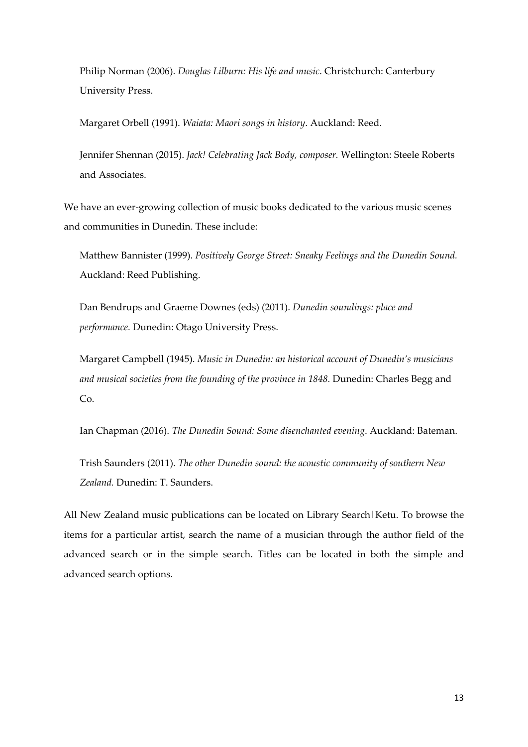Philip Norman (2006). *Douglas Lilburn: His life and music*. Christchurch: Canterbury University Press.

Margaret Orbell (1991). *Waiata: Maori songs in history*. Auckland: Reed.

Jennifer Shennan (2015). *Jack! Celebrating Jack Body, composer.* Wellington: Steele Roberts and Associates.

We have an ever-growing collection of music books dedicated to the various music scenes and communities in Dunedin. These include:

Matthew Bannister (1999). *Positively George Street: Sneaky Feelings and the Dunedin Sound.* Auckland: Reed Publishing.

Dan Bendrups and Graeme Downes (eds) (2011). *Dunedin soundings: place and performance.* Dunedin: Otago University Press.

Margaret Campbell (1945). *Music in Dunedin: an historical account of Dunedin's musicians and musical societies from the founding of the province in 1848*. Dunedin: Charles Begg and Co.

Ian Chapman (2016). *The Dunedin Sound: Some disenchanted evening*. Auckland: Bateman.

Trish Saunders (2011). *The other Dunedin sound: the acoustic community of southern New Zealand.* Dunedin: T. Saunders.

All New Zealand music publications can be located on Library Search|Ketu. To browse the items for a particular artist, search the name of a musician through the author field of the advanced search or in the simple search. Titles can be located in both the simple and advanced search options.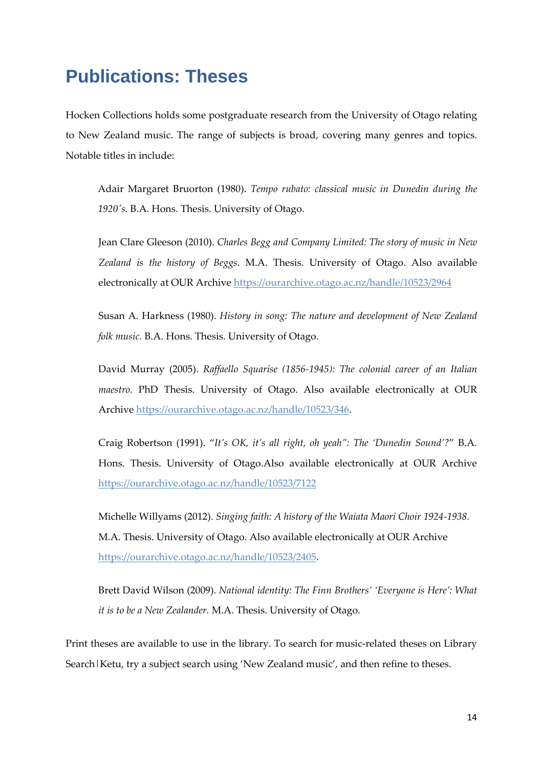# Publications: Theses

Hocken Collections holds some postgraduate research from the University of Otago relating to New Zealand music. The range of subjects is broad, covering many genres and topics. Notable titles in include:

> Adair Margaret Bruorton (1980). *Tempo rubato: classical music in Dunedin during the 1920's.* B.A. Hons. Thesis. University of Otago.
>
> Jean Clare Gleeson (2010). *Charles Begg and Company Limited: The story of music in New Zealand is the history of Beggs*. M.A. Thesis. University of Otago. Also available electronically at OUR Archive https://ourarchive.otago.ac.nz/handle/10523/2964
>
> Susan A. Harkness (1980). *History in song: The nature and development of New Zealand folk music.* B.A. Hons. Thesis. University of Otago.
>
> David Murray (2005). *Raffaello Squarise (1856-1945): The colonial career of an Italian maestro.* PhD Thesis. University of Otago. Also available electronically at OUR Archive https://ourarchive.otago.ac.nz/handle/10523/346.
>
> Craig Robertson (1991). "*It's OK, it's all right, oh yeah": The 'Dunedin Sound'?*" B.A. Hons. Thesis. University of Otago.Also available electronically at OUR Archive https://ourarchive.otago.ac.nz/handle/10523/7122
>
> Michelle Willyams (2012). *Singing faith: A history of the Waiata Maori Choir 1924-1938.* M.A. Thesis. University of Otago. Also available electronically at OUR Archive https://ourarchive.otago.ac.nz/handle/10523/2405.
>
> Brett David Wilson (2009). *National identity: The Finn Brothers' 'Everyone is Here': What it is to be a New Zealander.* M.A. Thesis. University of Otago.

Print theses are available to use in the library. To search for music-related theses on Library Search|Ketu, try a subject search using 'New Zealand music', and then refine to theses.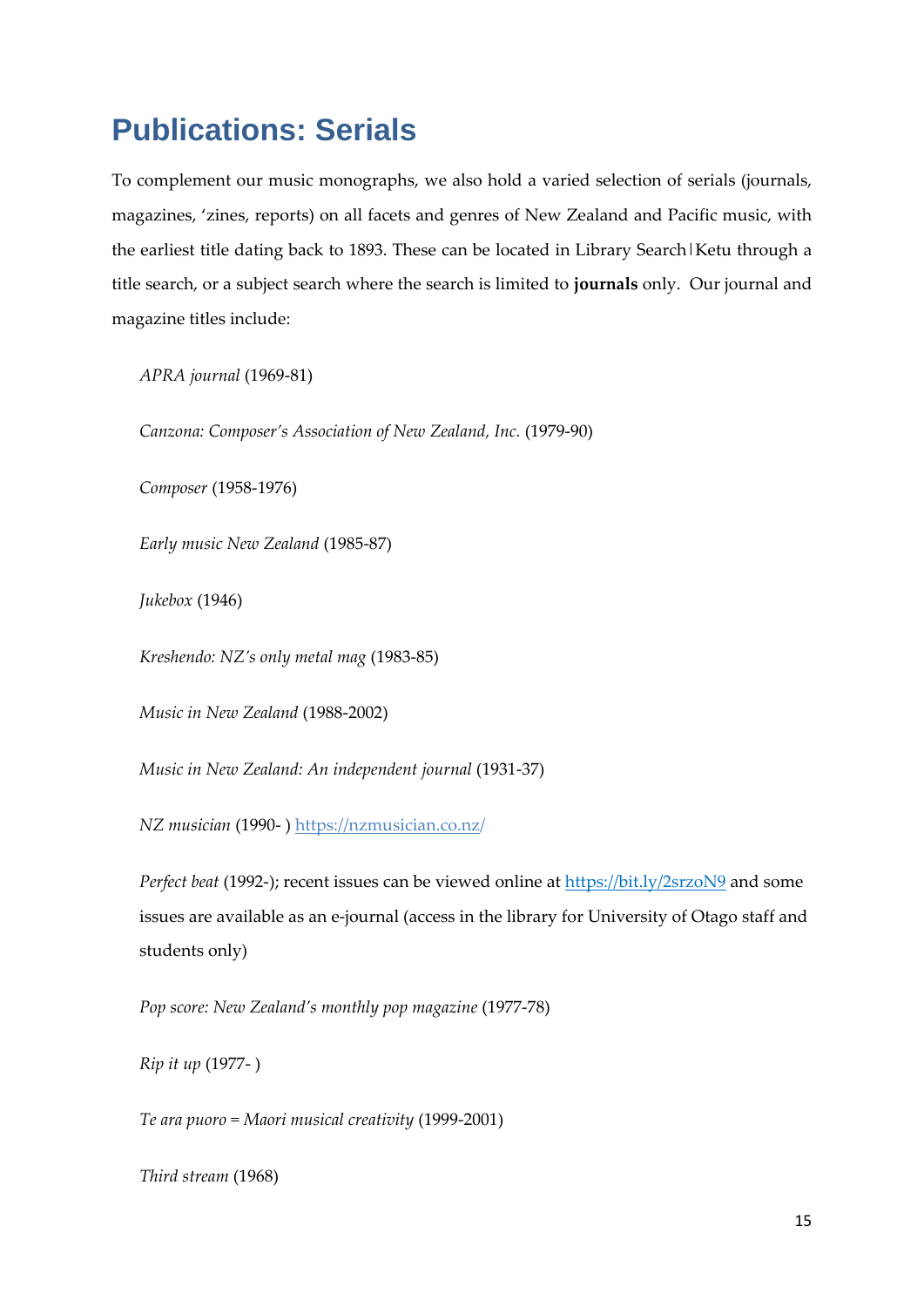# Publications: Serials

To complement our music monographs, we also hold a varied selection of serials (journals, magazines, 'zines, reports) on all facets and genres of New Zealand and Pacific music, with the earliest title dating back to 1893. These can be located in Library Search|Ketu through a title search, or a subject search where the search is limited to **journals** only. Our journal and magazine titles include:

*APRA journal* (1969-81)

*Canzona: Composer's Association of New Zealand, Inc.* (1979-90)

*Composer* (1958-1976)

*Early music New Zealand* (1985-87)

*Jukebox* (1946)

*Kreshendo: NZ's only metal mag* (1983-85)

*Music in New Zealand* (1988-2002)

*Music in New Zealand: An independent journal* (1931-37)

*NZ musician* (1990- ) [https://nzmusician.co.nz/](https://nzmusician.co.nz/)

*Perfect beat* (1992-); recent issues can be viewed online at [https://bit.ly/2srzoN9](https://bit.ly/2srzoN9) and some issues are available as an e-journal (access in the library for University of Otago staff and students only)

*Pop score: New Zealand's monthly pop magazine* (1977-78)

*Rip it up* (1977- )

*Te ara puoro = Maori musical creativity* (1999-2001)

*Third stream* (1968)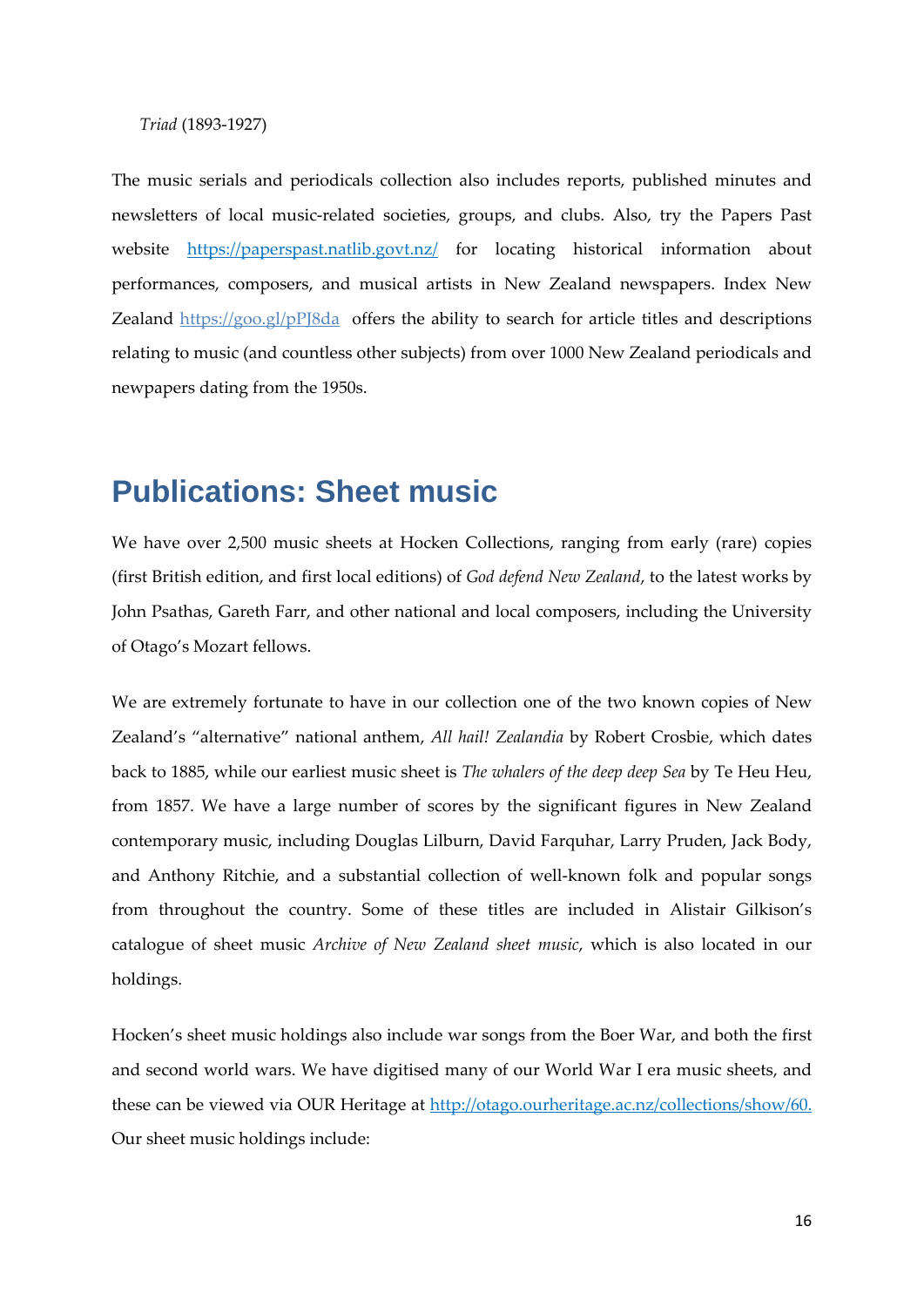*Triad* (1893-1927)

The music serials and periodicals collection also includes reports, published minutes and newsletters of local music-related societies, groups, and clubs. Also, try the Papers Past website https://paperspast.natlib.govt.nz/ for locating historical information about performances, composers, and musical artists in New Zealand newspapers. Index New Zealand https://goo.gl/pPJ8da offers the ability to search for article titles and descriptions relating to music (and countless other subjects) from over 1000 New Zealand periodicals and newpapers dating from the 1950s.

## Publications: Sheet music

We have over 2,500 music sheets at Hocken Collections, ranging from early (rare) copies (first British edition, and first local editions) of *God defend New Zealand*, to the latest works by John Psathas, Gareth Farr, and other national and local composers, including the University of Otago's Mozart fellows.

We are extremely fortunate to have in our collection one of the two known copies of New Zealand's "alternative" national anthem, *All hail! Zealandia* by Robert Crosbie, which dates back to 1885, while our earliest music sheet is *The whalers of the deep deep Sea* by Te Heu Heu, from 1857. We have a large number of scores by the significant figures in New Zealand contemporary music, including Douglas Lilburn, David Farquhar, Larry Pruden, Jack Body, and Anthony Ritchie, and a substantial collection of well-known folk and popular songs from throughout the country. Some of these titles are included in Alistair Gilkison's catalogue of sheet music *Archive of New Zealand sheet music*, which is also located in our holdings.

Hocken's sheet music holdings also include war songs from the Boer War, and both the first and second world wars. We have digitised many of our World War I era music sheets, and these can be viewed via OUR Heritage at http://otago.ourheritage.ac.nz/collections/show/60. Our sheet music holdings include: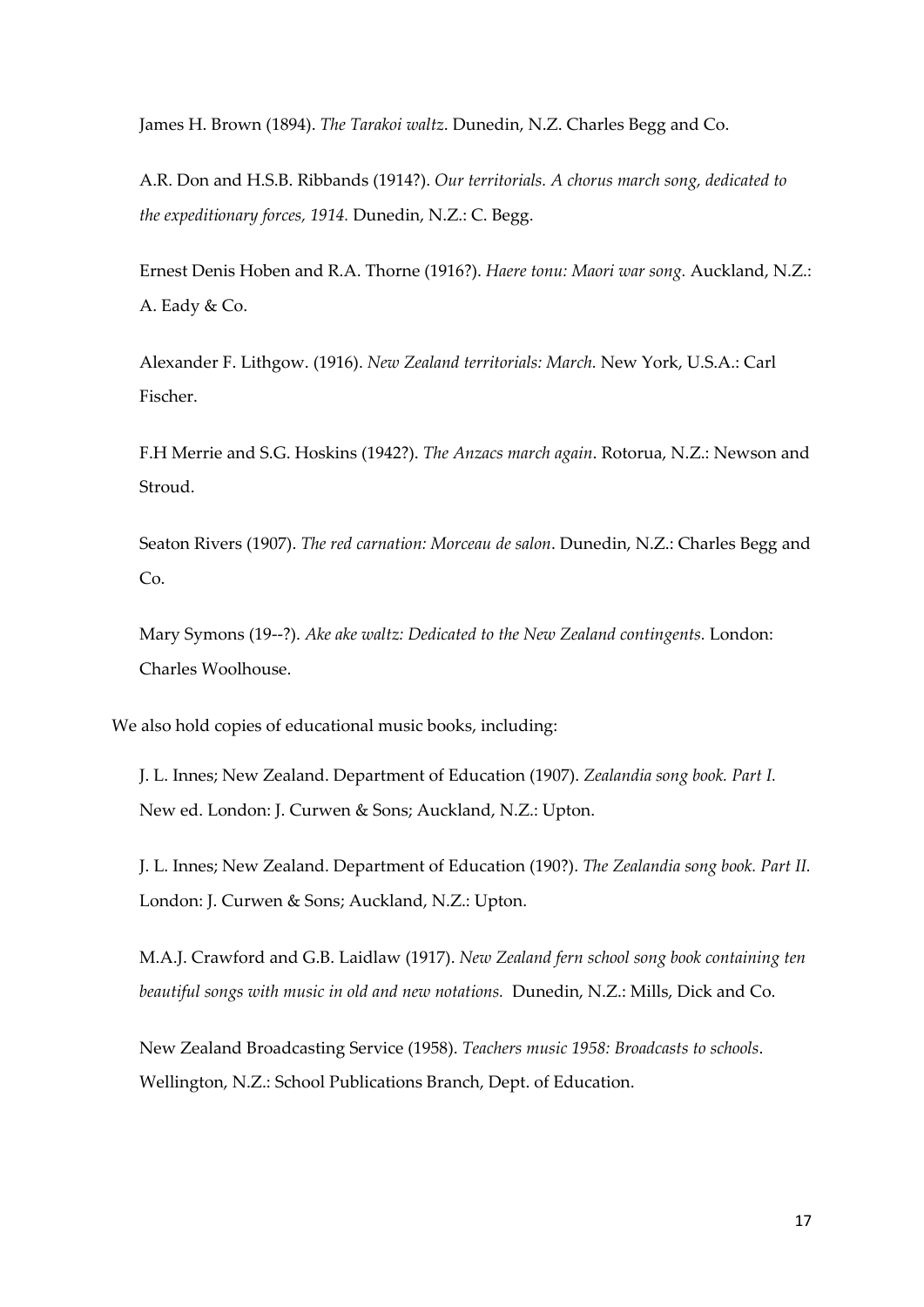James H. Brown (1894). *The Tarakoi waltz*. Dunedin, N.Z. Charles Begg and Co.

A.R. Don and H.S.B. Ribbands (1914?). *Our territorials. A chorus march song, dedicated to the expeditionary forces, 1914.* Dunedin, N.Z.: C. Begg.

Ernest Denis Hoben and R.A. Thorne (1916?). *Haere tonu: Maori war song.* Auckland, N.Z.: A. Eady & Co.

Alexander F. Lithgow. (1916). *New Zealand territorials: March.* New York, U.S.A.: Carl Fischer.

F.H Merrie and S.G. Hoskins (1942?). *The Anzacs march again*. Rotorua, N.Z.: Newson and Stroud.

Seaton Rivers (1907). *The red carnation: Morceau de salon*. Dunedin, N.Z.: Charles Begg and Co.

Mary Symons (19--?). *Ake ake waltz: Dedicated to the New Zealand contingents.* London: Charles Woolhouse.

We also hold copies of educational music books, including:

J. L. Innes; New Zealand. Department of Education (1907). *Zealandia song book. Part I.* New ed. London: J. Curwen & Sons; Auckland, N.Z.: Upton.

J. L. Innes; New Zealand. Department of Education (190?). *The Zealandia song book. Part II.* London: J. Curwen & Sons; Auckland, N.Z.: Upton.

M.A.J. Crawford and G.B. Laidlaw (1917). *New Zealand fern school song book containing ten beautiful songs with music in old and new notations.* Dunedin, N.Z.: Mills, Dick and Co.

New Zealand Broadcasting Service (1958). *Teachers music 1958: Broadcasts to schools*. Wellington, N.Z.: School Publications Branch, Dept. of Education.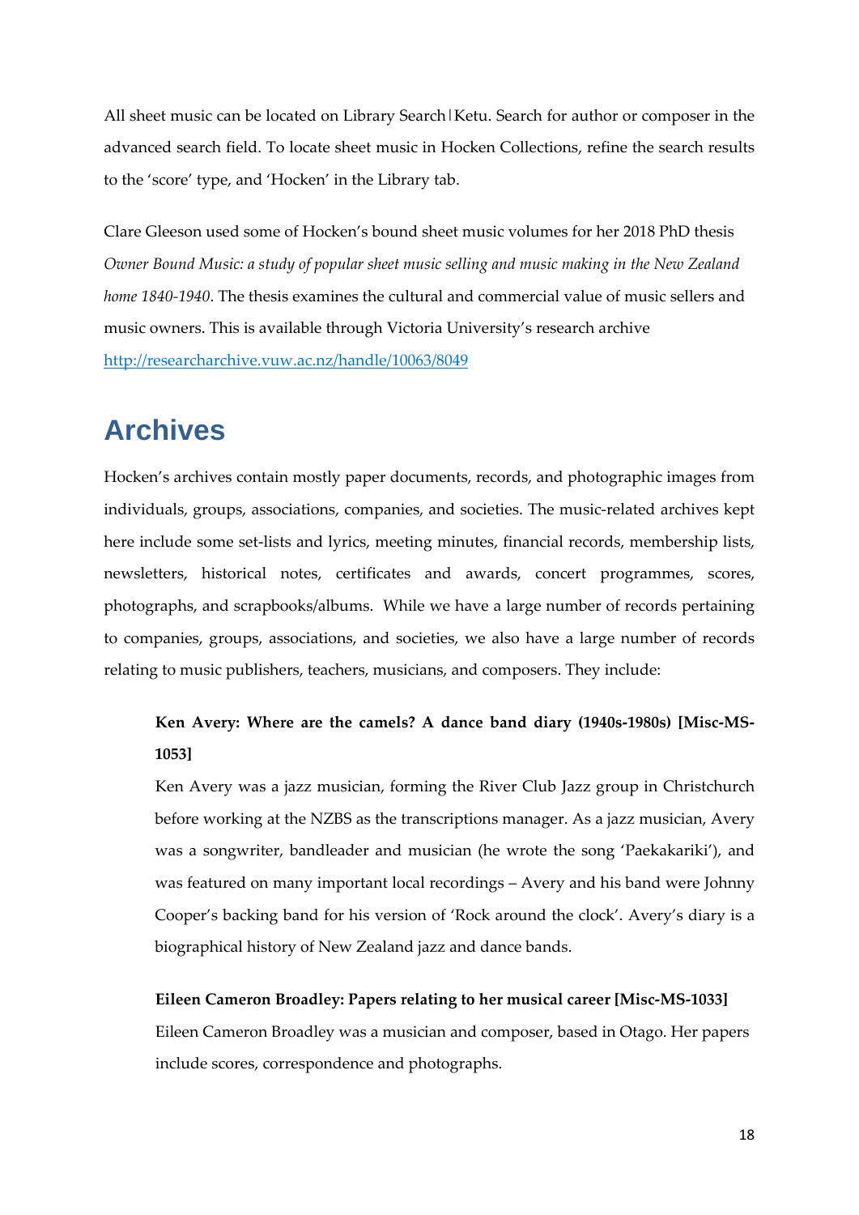All sheet music can be located on Library Search|Ketu. Search for author or composer in the advanced search field. To locate sheet music in Hocken Collections, refine the search results to the 'score' type, and 'Hocken' in the Library tab.

Clare Gleeson used some of Hocken's bound sheet music volumes for her 2018 PhD thesis *Owner Bound Music: a study of popular sheet music selling and music making in the New Zealand home 1840-1940*. The thesis examines the cultural and commercial value of music sellers and music owners. This is available through Victoria University's research archive http://researcharchive.vuw.ac.nz/handle/10063/8049

# Archives

Hocken's archives contain mostly paper documents, records, and photographic images from individuals, groups, associations, companies, and societies. The music-related archives kept here include some set-lists and lyrics, meeting minutes, financial records, membership lists, newsletters, historical notes, certificates and awards, concert programmes, scores, photographs, and scrapbooks/albums. While we have a large number of records pertaining to companies, groups, associations, and societies, we also have a large number of records relating to music publishers, teachers, musicians, and composers. They include:

**Ken Avery: Where are the camels? A dance band diary (1940s-1980s) [Misc-MS-1053]**

Ken Avery was a jazz musician, forming the River Club Jazz group in Christchurch before working at the NZBS as the transcriptions manager. As a jazz musician, Avery was a songwriter, bandleader and musician (he wrote the song 'Paekakariki'), and was featured on many important local recordings – Avery and his band were Johnny Cooper's backing band for his version of 'Rock around the clock'. Avery's diary is a biographical history of New Zealand jazz and dance bands.

**Eileen Cameron Broadley: Papers relating to her musical career [Misc-MS-1033]**

Eileen Cameron Broadley was a musician and composer, based in Otago. Her papers include scores, correspondence and photographs.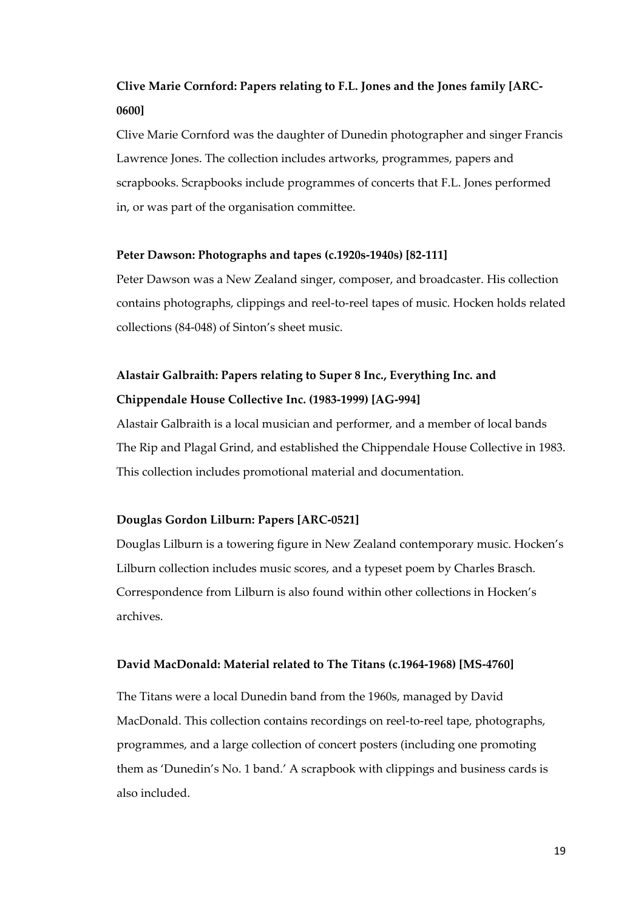**Clive Marie Cornford: Papers relating to F.L. Jones and the Jones family [ARC-0600]**

Clive Marie Cornford was the daughter of Dunedin photographer and singer Francis Lawrence Jones. The collection includes artworks, programmes, papers and scrapbooks. Scrapbooks include programmes of concerts that F.L. Jones performed in, or was part of the organisation committee.

**Peter Dawson: Photographs and tapes (c.1920s-1940s) [82-111]**

Peter Dawson was a New Zealand singer, composer, and broadcaster. His collection contains photographs, clippings and reel-to-reel tapes of music. Hocken holds related collections (84-048) of Sinton's sheet music.

**Alastair Galbraith: Papers relating to Super 8 Inc., Everything Inc. and Chippendale House Collective Inc. (1983-1999) [AG-994]**

Alastair Galbraith is a local musician and performer, and a member of local bands The Rip and Plagal Grind, and established the Chippendale House Collective in 1983. This collection includes promotional material and documentation.

**Douglas Gordon Lilburn: Papers [ARC-0521]**

Douglas Lilburn is a towering figure in New Zealand contemporary music. Hocken's Lilburn collection includes music scores, and a typeset poem by Charles Brasch. Correspondence from Lilburn is also found within other collections in Hocken's archives.

**David MacDonald: Material related to The Titans (c.1964-1968) [MS-4760]**

The Titans were a local Dunedin band from the 1960s, managed by David MacDonald. This collection contains recordings on reel-to-reel tape, photographs, programmes, and a large collection of concert posters (including one promoting them as 'Dunedin's No. 1 band.' A scrapbook with clippings and business cards is also included.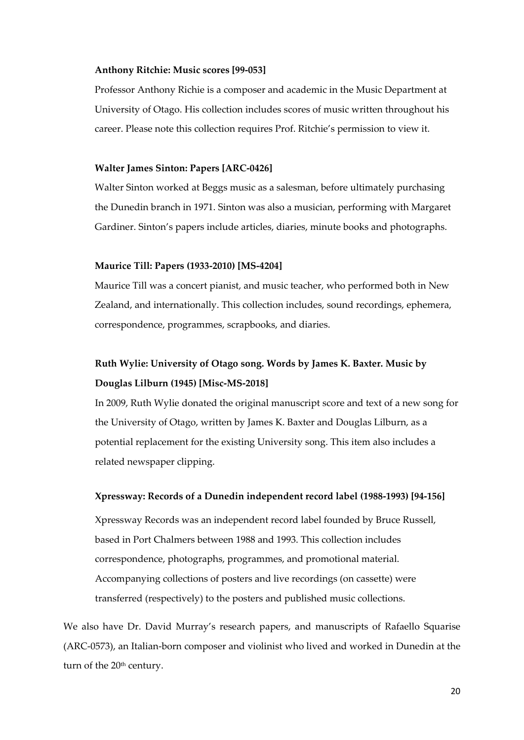**Anthony Ritchie: Music scores [99-053]**

Professor Anthony Richie is a composer and academic in the Music Department at University of Otago. His collection includes scores of music written throughout his career. Please note this collection requires Prof. Ritchie's permission to view it.

**Walter James Sinton: Papers [ARC-0426]**

Walter Sinton worked at Beggs music as a salesman, before ultimately purchasing the Dunedin branch in 1971. Sinton was also a musician, performing with Margaret Gardiner. Sinton's papers include articles, diaries, minute books and photographs.

**Maurice Till: Papers (1933-2010) [MS-4204]**

Maurice Till was a concert pianist, and music teacher, who performed both in New Zealand, and internationally. This collection includes, sound recordings, ephemera, correspondence, programmes, scrapbooks, and diaries.

**Ruth Wylie: University of Otago song. Words by James K. Baxter. Music by Douglas Lilburn (1945) [Misc-MS-2018]**

In 2009, Ruth Wylie donated the original manuscript score and text of a new song for the University of Otago, written by James K. Baxter and Douglas Lilburn, as a potential replacement for the existing University song. This item also includes a related newspaper clipping.

**Xpressway: Records of a Dunedin independent record label (1988-1993) [94-156]**

Xpressway Records was an independent record label founded by Bruce Russell, based in Port Chalmers between 1988 and 1993. This collection includes correspondence, photographs, programmes, and promotional material. Accompanying collections of posters and live recordings (on cassette) were transferred (respectively) to the posters and published music collections.

We also have Dr. David Murray's research papers, and manuscripts of Rafaello Squarise (ARC-0573), an Italian-born composer and violinist who lived and worked in Dunedin at the turn of the 20th century.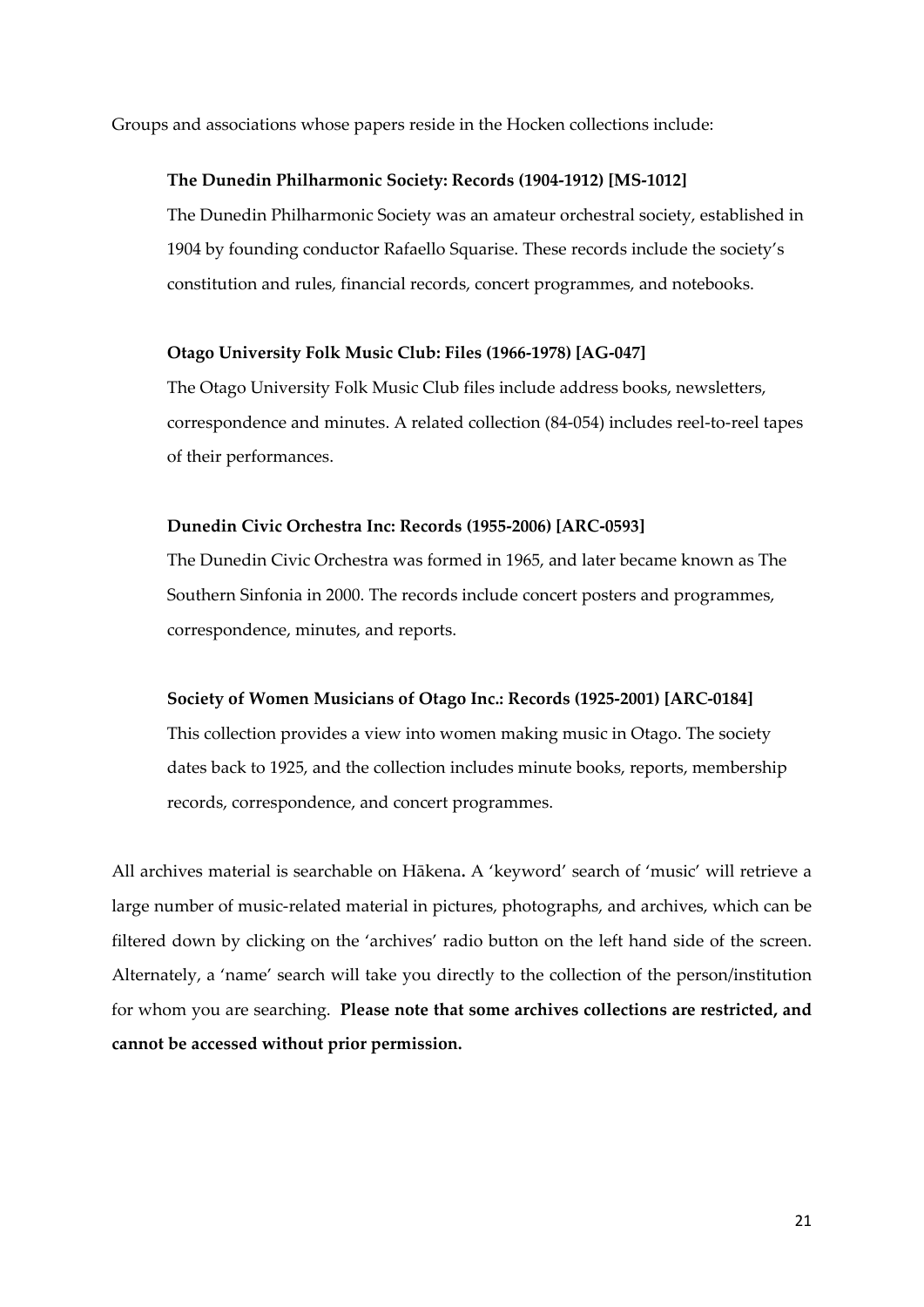Groups and associations whose papers reside in the Hocken collections include:

**The Dunedin Philharmonic Society: Records (1904-1912) [MS-1012]**

The Dunedin Philharmonic Society was an amateur orchestral society, established in 1904 by founding conductor Rafaello Squarise. These records include the society's constitution and rules, financial records, concert programmes, and notebooks.

**Otago University Folk Music Club: Files (1966-1978) [AG-047]**

The Otago University Folk Music Club files include address books, newsletters, correspondence and minutes. A related collection (84-054) includes reel-to-reel tapes of their performances.

**Dunedin Civic Orchestra Inc: Records (1955-2006) [ARC-0593]**

The Dunedin Civic Orchestra was formed in 1965, and later became known as The Southern Sinfonia in 2000. The records include concert posters and programmes, correspondence, minutes, and reports.

**Society of Women Musicians of Otago Inc.: Records (1925-2001) [ARC-0184]**

This collection provides a view into women making music in Otago. The society dates back to 1925, and the collection includes minute books, reports, membership records, correspondence, and concert programmes.

All archives material is searchable on Hākena**.** A 'keyword' search of 'music' will retrieve a large number of music-related material in pictures, photographs, and archives, which can be filtered down by clicking on the 'archives' radio button on the left hand side of the screen. Alternately, a 'name' search will take you directly to the collection of the person/institution for whom you are searching. **Please note that some archives collections are restricted, and cannot be accessed without prior permission.**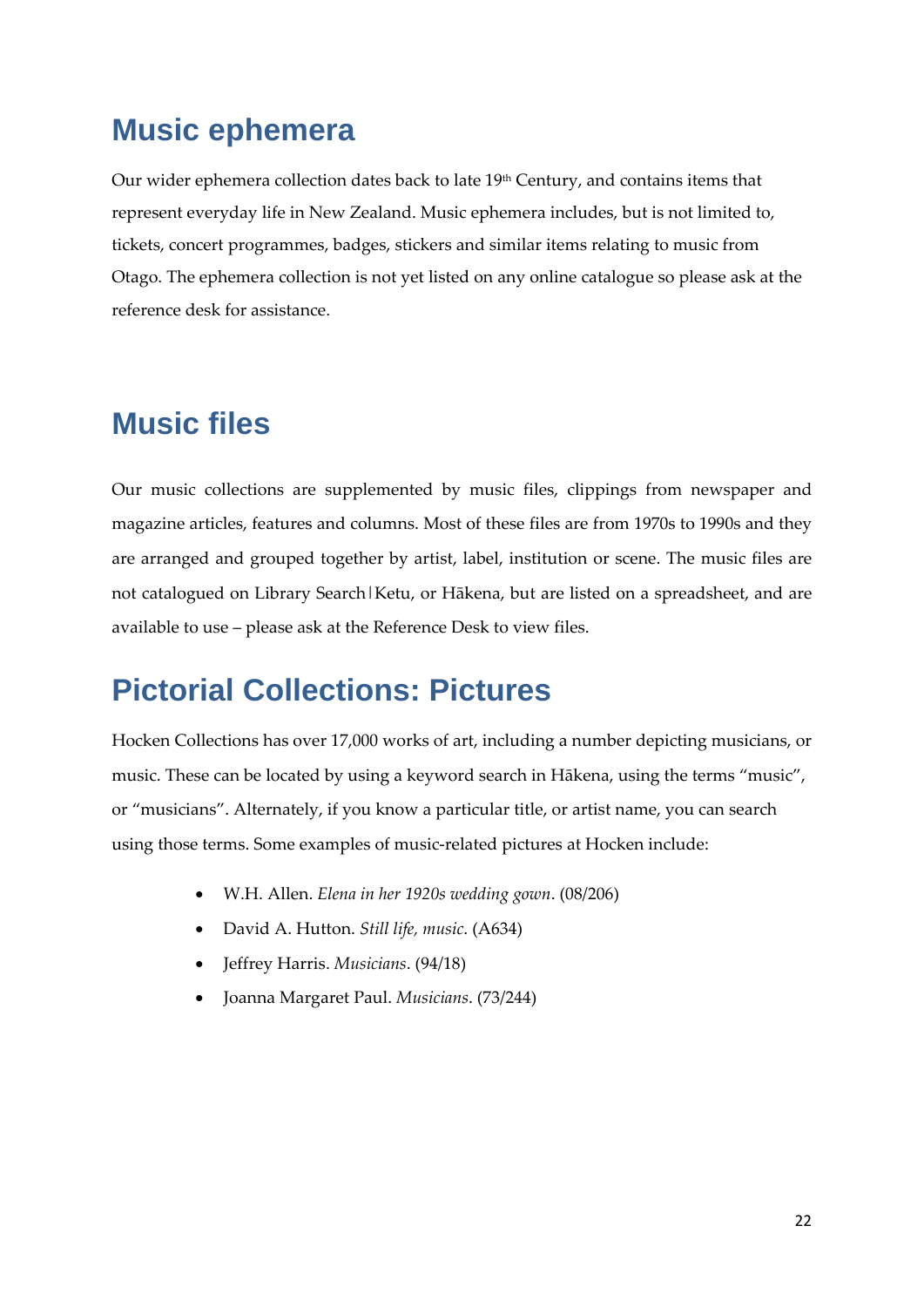## Music ephemera

Our wider ephemera collection dates back to late 19th Century, and contains items that represent everyday life in New Zealand. Music ephemera includes, but is not limited to, tickets, concert programmes, badges, stickers and similar items relating to music from Otago. The ephemera collection is not yet listed on any online catalogue so please ask at the reference desk for assistance.

## Music files

Our music collections are supplemented by music files, clippings from newspaper and magazine articles, features and columns. Most of these files are from 1970s to 1990s and they are arranged and grouped together by artist, label, institution or scene. The music files are not catalogued on Library Search|Ketu, or Hākena, but are listed on a spreadsheet, and are available to use – please ask at the Reference Desk to view files.

## Pictorial Collections: Pictures

Hocken Collections has over 17,000 works of art, including a number depicting musicians, or music. These can be located by using a keyword search in Hākena, using the terms "music", or "musicians". Alternately, if you know a particular title, or artist name, you can search using those terms. Some examples of music-related pictures at Hocken include:

- W.H. Allen. *Elena in her 1920s wedding gown*. (08/206)
- David A. Hutton. *Still life, music*. (A634)
- Jeffrey Harris. *Musicians*. (94/18)
- Joanna Margaret Paul. *Musicians*. (73/244)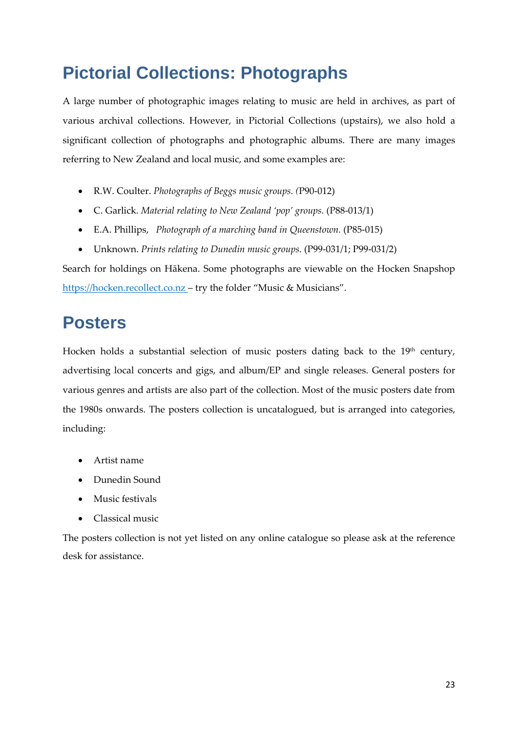# Pictorial Collections: Photographs

A large number of photographic images relating to music are held in archives, as part of various archival collections. However, in Pictorial Collections (upstairs), we also hold a significant collection of photographs and photographic albums. There are many images referring to New Zealand and local music, and some examples are:

- R.W. Coulter. *Photographs of Beggs music groups. (*P90-012)
- C. Garlick. *Material relating to New Zealand 'pop' groups.* (P88-013/1)
- E.A. Phillips, *Photograph of a marching band in Queenstown.* (P85-015)
- Unknown. *Prints relating to Dunedin music groups.* (P99-031/1; P99-031/2)

Search for holdings on Hākena. Some photographs are viewable on the Hocken Snapshop https://hocken.recollect.co.nz – try the folder "Music & Musicians".

# Posters

Hocken holds a substantial selection of music posters dating back to the 19th century, advertising local concerts and gigs, and album/EP and single releases. General posters for various genres and artists are also part of the collection. Most of the music posters date from the 1980s onwards. The posters collection is uncatalogued, but is arranged into categories, including:

- Artist name
- Dunedin Sound
- Music festivals
- Classical music

The posters collection is not yet listed on any online catalogue so please ask at the reference desk for assistance.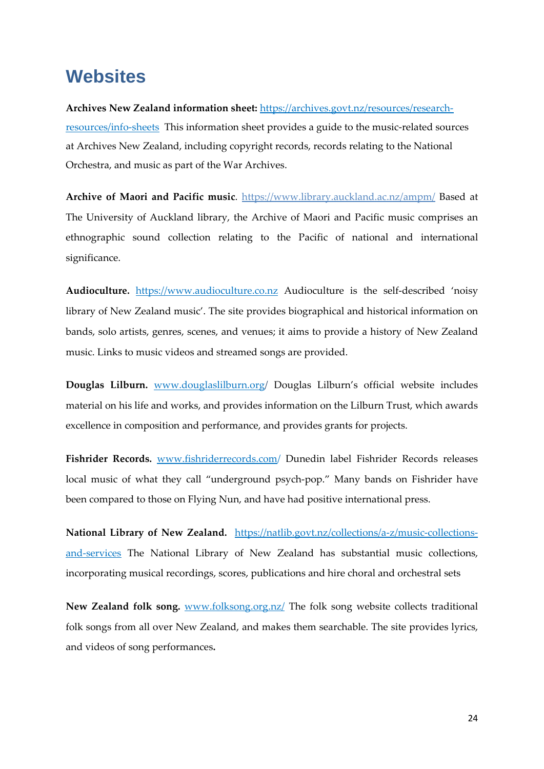# Websites

**Archives New Zealand information sheet:** https://archives.govt.nz/resources/research-resources/info-sheets This information sheet provides a guide to the music-related sources at Archives New Zealand, including copyright records, records relating to the National Orchestra, and music as part of the War Archives.

**Archive of Maori and Pacific music**. https://www.library.auckland.ac.nz/ampm/ Based at The University of Auckland library, the Archive of Maori and Pacific music comprises an ethnographic sound collection relating to the Pacific of national and international significance.

**Audioculture.** https://www.audioculture.co.nz Audioculture is the self-described 'noisy library of New Zealand music'. The site provides biographical and historical information on bands, solo artists, genres, scenes, and venues; it aims to provide a history of New Zealand music. Links to music videos and streamed songs are provided.

**Douglas Lilburn.** www.douglaslilburn.org/ Douglas Lilburn's official website includes material on his life and works, and provides information on the Lilburn Trust, which awards excellence in composition and performance, and provides grants for projects.

**Fishrider Records.** www.fishriderrecords.com/ Dunedin label Fishrider Records releases local music of what they call "underground psych-pop." Many bands on Fishrider have been compared to those on Flying Nun, and have had positive international press.

**National Library of New Zealand.** https://natlib.govt.nz/collections/a-z/music-collections-and-services The National Library of New Zealand has substantial music collections, incorporating musical recordings, scores, publications and hire choral and orchestral sets

**New Zealand folk song.** www.folksong.org.nz/ The folk song website collects traditional folk songs from all over New Zealand, and makes them searchable. The site provides lyrics, and videos of song performances.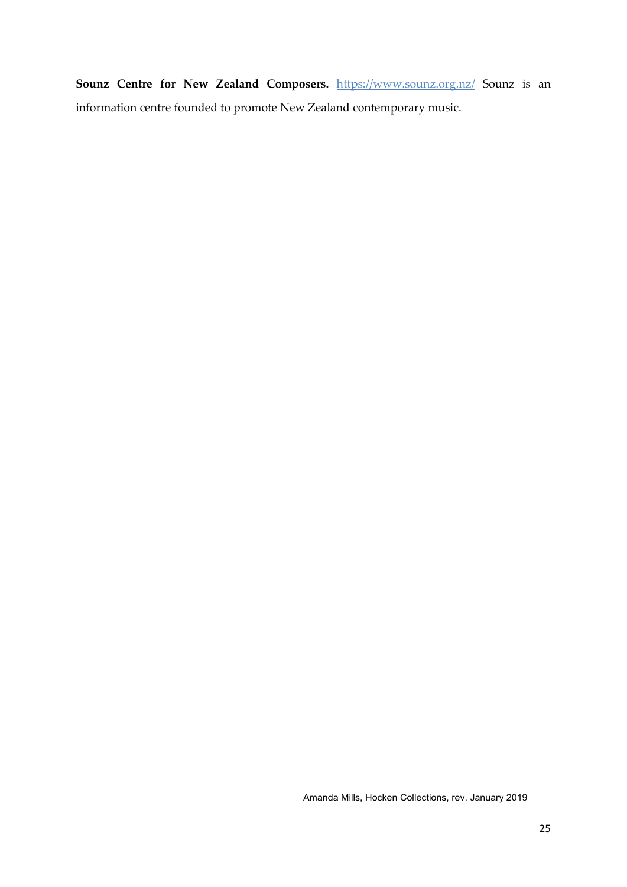**Sounz Centre for New Zealand Composers.** https://www.sounz.org.nz/ Sounz is an information centre founded to promote New Zealand contemporary music.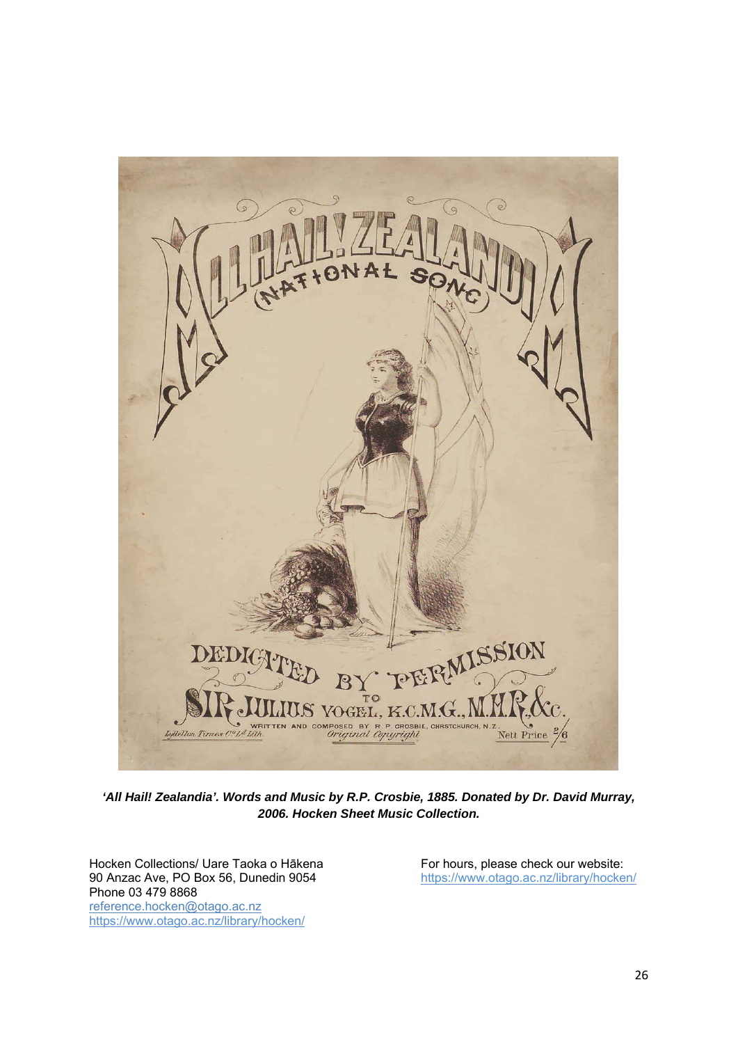***'All Hail! Zealandia'. Words and Music by R.P. Crosbie, 1885. Donated by Dr. David Murray, 2006. Hocken Sheet Music Collection.***

Hocken Collections/ Uare Taoka o Hākena
90 Anzac Ave, PO Box 56, Dunedin 9054
Phone 03 479 8868
reference.hocken@otago.ac.nz
https://www.otago.ac.nz/library/hocken/

For hours, please check our website:
https://www.otago.ac.nz/library/hocken/